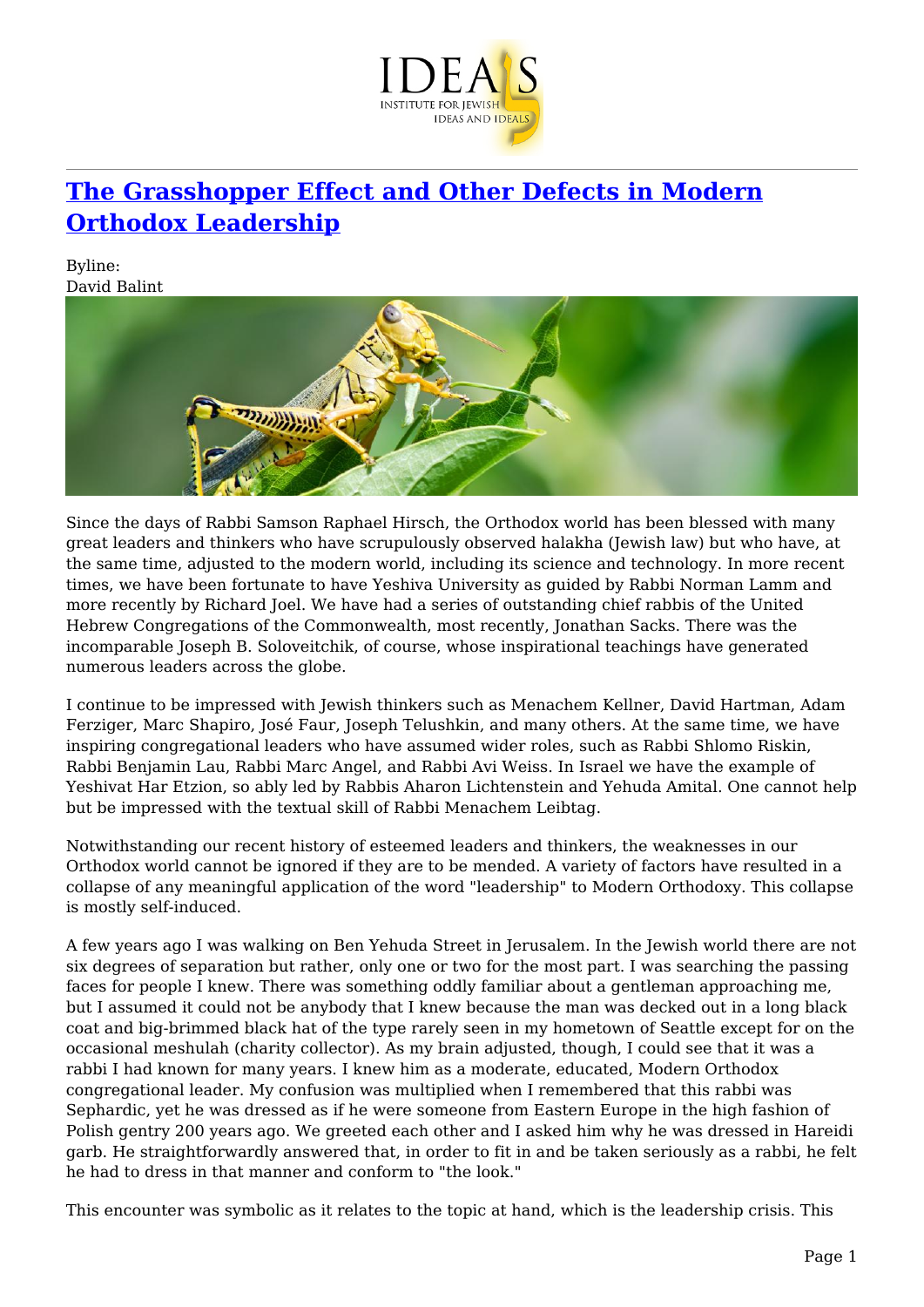# The Grasshopper Effect and Other Defects in Modern Orthodox Leadership

Byline:
David Balint

Since the days of Rabbi Samson Raphael Hirsch, the Orthodox world has been blessed with many great leaders and thinkers who have scrupulously observed halakha (Jewish law) but who have, at the same time, adjusted to the modern world, including its science and technology. In more recent times, we have been fortunate to have Yeshiva University as guided by Rabbi Norman Lamm and more recently by Richard Joel. We have had a series of outstanding chief rabbis of the United Hebrew Congregations of the Commonwealth, most recently, Jonathan Sacks. There was the incomparable Joseph B. Soloveitchik, of course, whose inspirational teachings have generated numerous leaders across the globe.

I continue to be impressed with Jewish thinkers such as Menachem Kellner, David Hartman, Adam Ferziger, Marc Shapiro, José Faur, Joseph Telushkin, and many others. At the same time, we have inspiring congregational leaders who have assumed wider roles, such as Rabbi Shlomo Riskin, Rabbi Benjamin Lau, Rabbi Marc Angel, and Rabbi Avi Weiss. In Israel we have the example of Yeshivat Har Etzion, so ably led by Rabbis Aharon Lichtenstein and Yehuda Amital. One cannot help but be impressed with the textual skill of Rabbi Menachem Leibtag.

Notwithstanding our recent history of esteemed leaders and thinkers, the weaknesses in our Orthodox world cannot be ignored if they are to be mended. A variety of factors have resulted in a collapse of any meaningful application of the word "leadership" to Modern Orthodoxy. This collapse is mostly self-induced.

A few years ago I was walking on Ben Yehuda Street in Jerusalem. In the Jewish world there are not six degrees of separation but rather, only one or two for the most part. I was searching the passing faces for people I knew. There was something oddly familiar about a gentleman approaching me, but I assumed it could not be anybody that I knew because the man was decked out in a long black coat and big-brimmed black hat of the type rarely seen in my hometown of Seattle except for on the occasional meshulah (charity collector). As my brain adjusted, though, I could see that it was a rabbi I had known for many years. I knew him as a moderate, educated, Modern Orthodox congregational leader. My confusion was multiplied when I remembered that this rabbi was Sephardic, yet he was dressed as if he were someone from Eastern Europe in the high fashion of Polish gentry 200 years ago. We greeted each other and I asked him why he was dressed in Hareidi garb. He straightforwardly answered that, in order to fit in and be taken seriously as a rabbi, he felt he had to dress in that manner and conform to "the look."

This encounter was symbolic as it relates to the topic at hand, which is the leadership crisis. This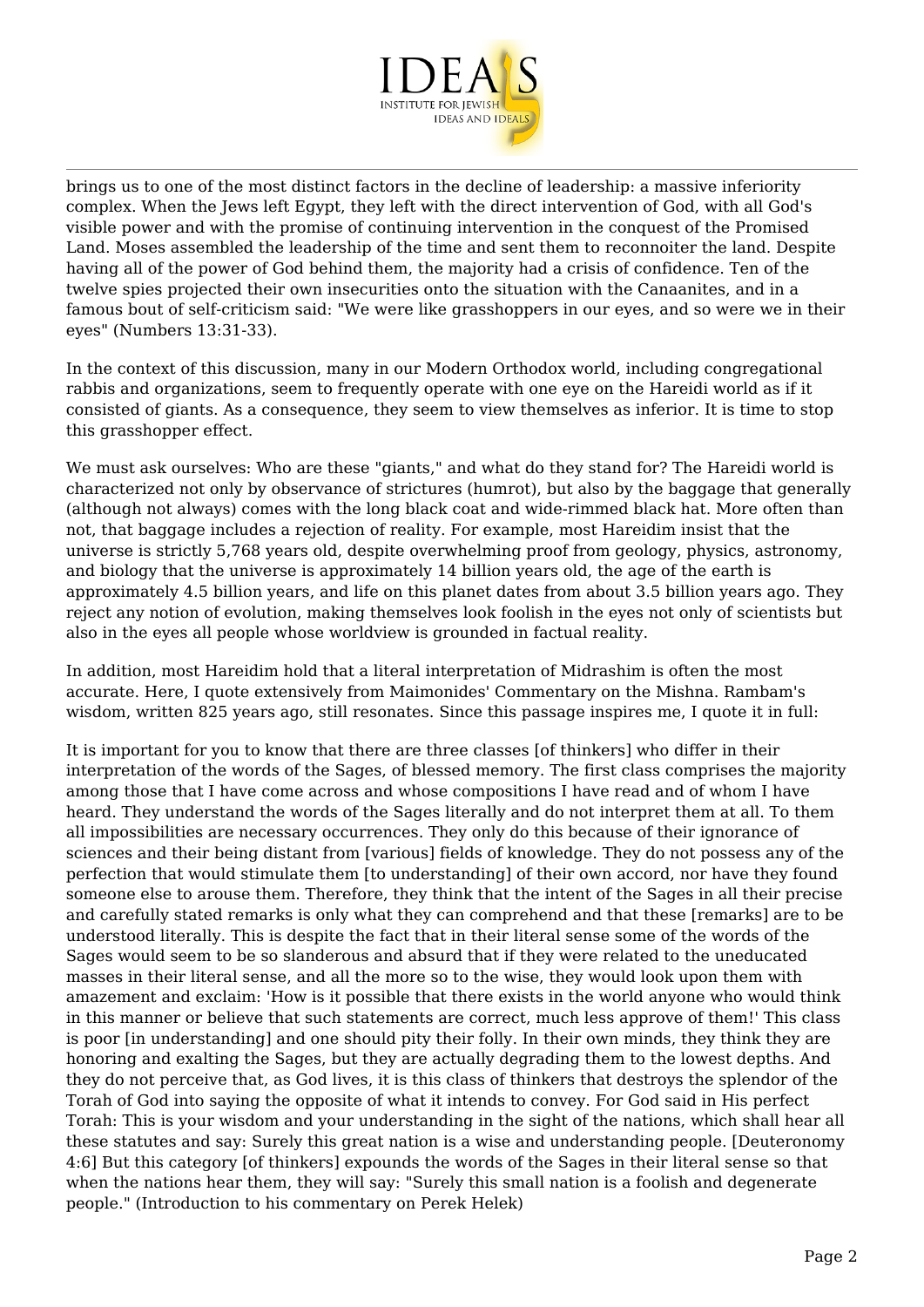brings us to one of the most distinct factors in the decline of leadership: a massive inferiority complex. When the Jews left Egypt, they left with the direct intervention of God, with all God's visible power and with the promise of continuing intervention in the conquest of the Promised Land. Moses assembled the leadership of the time and sent them to reconnoiter the land. Despite having all of the power of God behind them, the majority had a crisis of confidence. Ten of the twelve spies projected their own insecurities onto the situation with the Canaanites, and in a famous bout of self-criticism said: "We were like grasshoppers in our eyes, and so were we in their eyes" (Numbers 13:31-33).

In the context of this discussion, many in our Modern Orthodox world, including congregational rabbis and organizations, seem to frequently operate with one eye on the Hareidi world as if it consisted of giants. As a consequence, they seem to view themselves as inferior. It is time to stop this grasshopper effect.

We must ask ourselves: Who are these "giants," and what do they stand for? The Hareidi world is characterized not only by observance of strictures (humrot), but also by the baggage that generally (although not always) comes with the long black coat and wide-rimmed black hat. More often than not, that baggage includes a rejection of reality. For example, most Hareidim insist that the universe is strictly 5,768 years old, despite overwhelming proof from geology, physics, astronomy, and biology that the universe is approximately 14 billion years old, the age of the earth is approximately 4.5 billion years, and life on this planet dates from about 3.5 billion years ago. They reject any notion of evolution, making themselves look foolish in the eyes not only of scientists but also in the eyes all people whose worldview is grounded in factual reality.

In addition, most Hareidim hold that a literal interpretation of Midrashim is often the most accurate. Here, I quote extensively from Maimonides' Commentary on the Mishna. Rambam's wisdom, written 825 years ago, still resonates. Since this passage inspires me, I quote it in full:

It is important for you to know that there are three classes [of thinkers] who differ in their interpretation of the words of the Sages, of blessed memory. The first class comprises the majority among those that I have come across and whose compositions I have read and of whom I have heard. They understand the words of the Sages literally and do not interpret them at all. To them all impossibilities are necessary occurrences. They only do this because of their ignorance of sciences and their being distant from [various] fields of knowledge. They do not possess any of the perfection that would stimulate them [to understanding] of their own accord, nor have they found someone else to arouse them. Therefore, they think that the intent of the Sages in all their precise and carefully stated remarks is only what they can comprehend and that these [remarks] are to be understood literally. This is despite the fact that in their literal sense some of the words of the Sages would seem to be so slanderous and absurd that if they were related to the uneducated masses in their literal sense, and all the more so to the wise, they would look upon them with amazement and exclaim: 'How is it possible that there exists in the world anyone who would think in this manner or believe that such statements are correct, much less approve of them!' This class is poor [in understanding] and one should pity their folly. In their own minds, they think they are honoring and exalting the Sages, but they are actually degrading them to the lowest depths. And they do not perceive that, as God lives, it is this class of thinkers that destroys the splendor of the Torah of God into saying the opposite of what it intends to convey. For God said in His perfect Torah: This is your wisdom and your understanding in the sight of the nations, which shall hear all these statutes and say: Surely this great nation is a wise and understanding people. [Deuteronomy 4:6] But this category [of thinkers] expounds the words of the Sages in their literal sense so that when the nations hear them, they will say: "Surely this small nation is a foolish and degenerate people." (Introduction to his commentary on Perek Helek)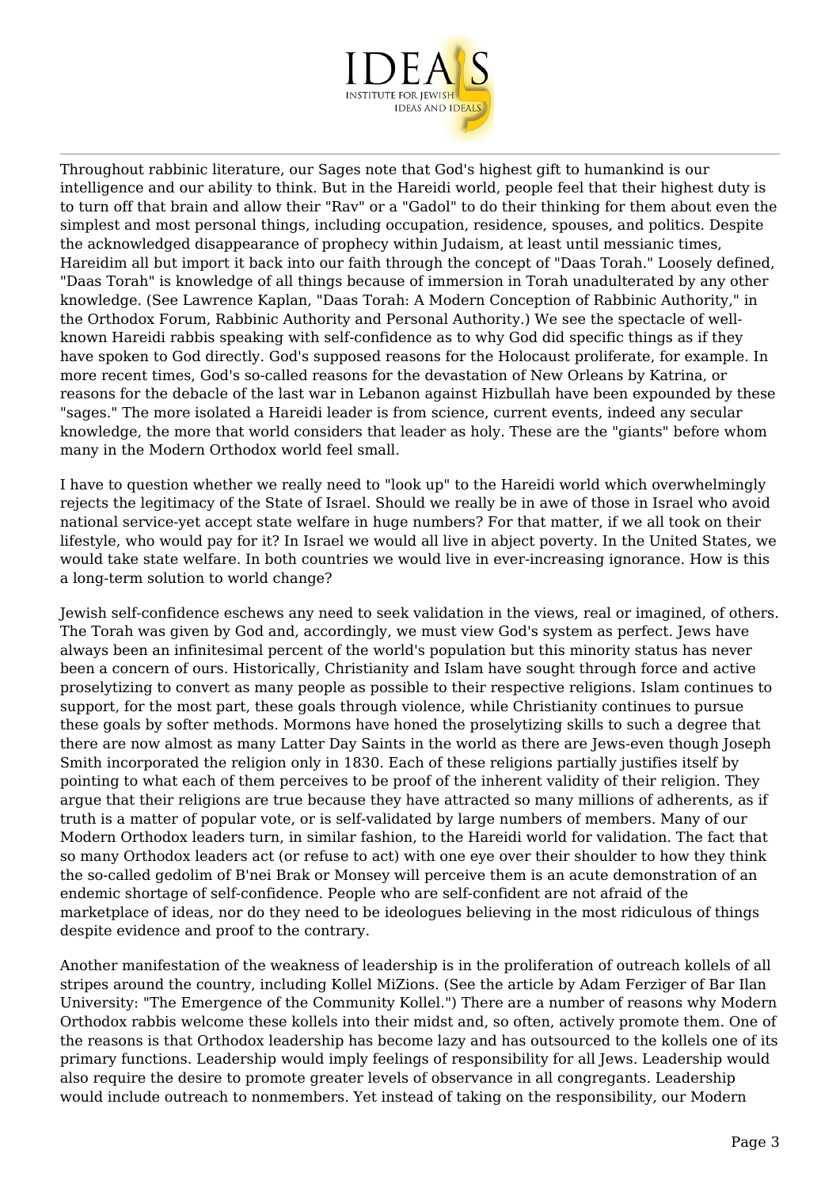Throughout rabbinic literature, our Sages note that God's highest gift to humankind is our intelligence and our ability to think. But in the Hareidi world, people feel that their highest duty is to turn off that brain and allow their "Rav" or a "Gadol" to do their thinking for them about even the simplest and most personal things, including occupation, residence, spouses, and politics. Despite the acknowledged disappearance of prophecy within Judaism, at least until messianic times, Hareidim all but import it back into our faith through the concept of "Daas Torah." Loosely defined, "Daas Torah" is knowledge of all things because of immersion in Torah unadulterated by any other knowledge. (See Lawrence Kaplan, "Daas Torah: A Modern Conception of Rabbinic Authority," in the Orthodox Forum, Rabbinic Authority and Personal Authority.) We see the spectacle of well-known Hareidi rabbis speaking with self-confidence as to why God did specific things as if they have spoken to God directly. God's supposed reasons for the Holocaust proliferate, for example. In more recent times, God's so-called reasons for the devastation of New Orleans by Katrina, or reasons for the debacle of the last war in Lebanon against Hizbullah have been expounded by these "sages." The more isolated a Hareidi leader is from science, current events, indeed any secular knowledge, the more that world considers that leader as holy. These are the "giants" before whom many in the Modern Orthodox world feel small.

I have to question whether we really need to "look up" to the Hareidi world which overwhelmingly rejects the legitimacy of the State of Israel. Should we really be in awe of those in Israel who avoid national service-yet accept state welfare in huge numbers? For that matter, if we all took on their lifestyle, who would pay for it? In Israel we would all live in abject poverty. In the United States, we would take state welfare. In both countries we would live in ever-increasing ignorance. How is this a long-term solution to world change?

Jewish self-confidence eschews any need to seek validation in the views, real or imagined, of others. The Torah was given by God and, accordingly, we must view God's system as perfect. Jews have always been an infinitesimal percent of the world's population but this minority status has never been a concern of ours. Historically, Christianity and Islam have sought through force and active proselytizing to convert as many people as possible to their respective religions. Islam continues to support, for the most part, these goals through violence, while Christianity continues to pursue these goals by softer methods. Mormons have honed the proselytizing skills to such a degree that there are now almost as many Latter Day Saints in the world as there are Jews-even though Joseph Smith incorporated the religion only in 1830. Each of these religions partially justifies itself by pointing to what each of them perceives to be proof of the inherent validity of their religion. They argue that their religions are true because they have attracted so many millions of adherents, as if truth is a matter of popular vote, or is self-validated by large numbers of members. Many of our Modern Orthodox leaders turn, in similar fashion, to the Hareidi world for validation. The fact that so many Orthodox leaders act (or refuse to act) with one eye over their shoulder to how they think the so-called gedolim of B'nei Brak or Monsey will perceive them is an acute demonstration of an endemic shortage of self-confidence. People who are self-confident are not afraid of the marketplace of ideas, nor do they need to be ideologues believing in the most ridiculous of things despite evidence and proof to the contrary.

Another manifestation of the weakness of leadership is in the proliferation of outreach kollels of all stripes around the country, including Kollel MiZions. (See the article by Adam Ferziger of Bar Ilan University: "The Emergence of the Community Kollel.") There are a number of reasons why Modern Orthodox rabbis welcome these kollels into their midst and, so often, actively promote them. One of the reasons is that Orthodox leadership has become lazy and has outsourced to the kollels one of its primary functions. Leadership would imply feelings of responsibility for all Jews. Leadership would also require the desire to promote greater levels of observance in all congregants. Leadership would include outreach to nonmembers. Yet instead of taking on the responsibility, our Modern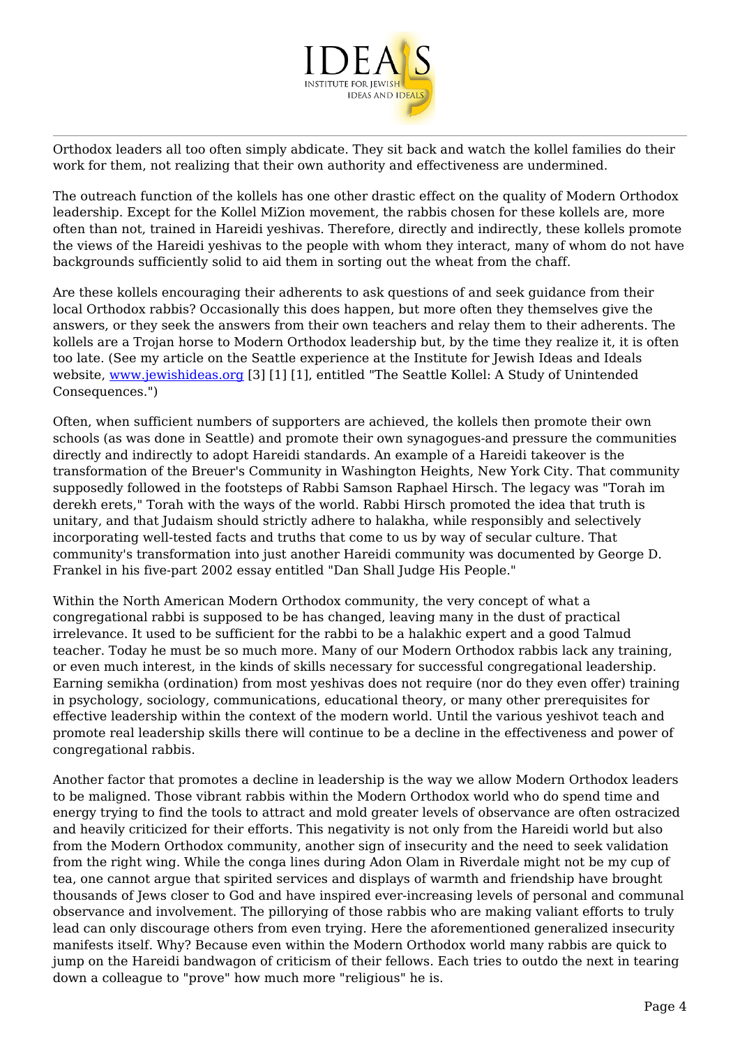Orthodox leaders all too often simply abdicate. They sit back and watch the kollel families do their work for them, not realizing that their own authority and effectiveness are undermined.

The outreach function of the kollels has one other drastic effect on the quality of Modern Orthodox leadership. Except for the Kollel MiZion movement, the rabbis chosen for these kollels are, more often than not, trained in Hareidi yeshivas. Therefore, directly and indirectly, these kollels promote the views of the Hareidi yeshivas to the people with whom they interact, many of whom do not have backgrounds sufficiently solid to aid them in sorting out the wheat from the chaff.

Are these kollels encouraging their adherents to ask questions of and seek guidance from their local Orthodox rabbis? Occasionally this does happen, but more often they themselves give the answers, or they seek the answers from their own teachers and relay them to their adherents. The kollels are a Trojan horse to Modern Orthodox leadership but, by the time they realize it, it is often too late. (See my article on the Seattle experience at the Institute for Jewish Ideas and Ideals website, www.jewishideas.org [3] [1] [1], entitled "The Seattle Kollel: A Study of Unintended Consequences.")

Often, when sufficient numbers of supporters are achieved, the kollels then promote their own schools (as was done in Seattle) and promote their own synagogues-and pressure the communities directly and indirectly to adopt Hareidi standards. An example of a Hareidi takeover is the transformation of the Breuer's Community in Washington Heights, New York City. That community supposedly followed in the footsteps of Rabbi Samson Raphael Hirsch. The legacy was "Torah im derekh erets," Torah with the ways of the world. Rabbi Hirsch promoted the idea that truth is unitary, and that Judaism should strictly adhere to halakha, while responsibly and selectively incorporating well-tested facts and truths that come to us by way of secular culture. That community's transformation into just another Hareidi community was documented by George D. Frankel in his five-part 2002 essay entitled "Dan Shall Judge His People."

Within the North American Modern Orthodox community, the very concept of what a congregational rabbi is supposed to be has changed, leaving many in the dust of practical irrelevance. It used to be sufficient for the rabbi to be a halakhic expert and a good Talmud teacher. Today he must be so much more. Many of our Modern Orthodox rabbis lack any training, or even much interest, in the kinds of skills necessary for successful congregational leadership. Earning semikha (ordination) from most yeshivas does not require (nor do they even offer) training in psychology, sociology, communications, educational theory, or many other prerequisites for effective leadership within the context of the modern world. Until the various yeshivot teach and promote real leadership skills there will continue to be a decline in the effectiveness and power of congregational rabbis.

Another factor that promotes a decline in leadership is the way we allow Modern Orthodox leaders to be maligned. Those vibrant rabbis within the Modern Orthodox world who do spend time and energy trying to find the tools to attract and mold greater levels of observance are often ostracized and heavily criticized for their efforts. This negativity is not only from the Hareidi world but also from the Modern Orthodox community, another sign of insecurity and the need to seek validation from the right wing. While the conga lines during Adon Olam in Riverdale might not be my cup of tea, one cannot argue that spirited services and displays of warmth and friendship have brought thousands of Jews closer to God and have inspired ever-increasing levels of personal and communal observance and involvement. The pillorying of those rabbis who are making valiant efforts to truly lead can only discourage others from even trying. Here the aforementioned generalized insecurity manifests itself. Why? Because even within the Modern Orthodox world many rabbis are quick to jump on the Hareidi bandwagon of criticism of their fellows. Each tries to outdo the next in tearing down a colleague to "prove" how much more "religious" he is.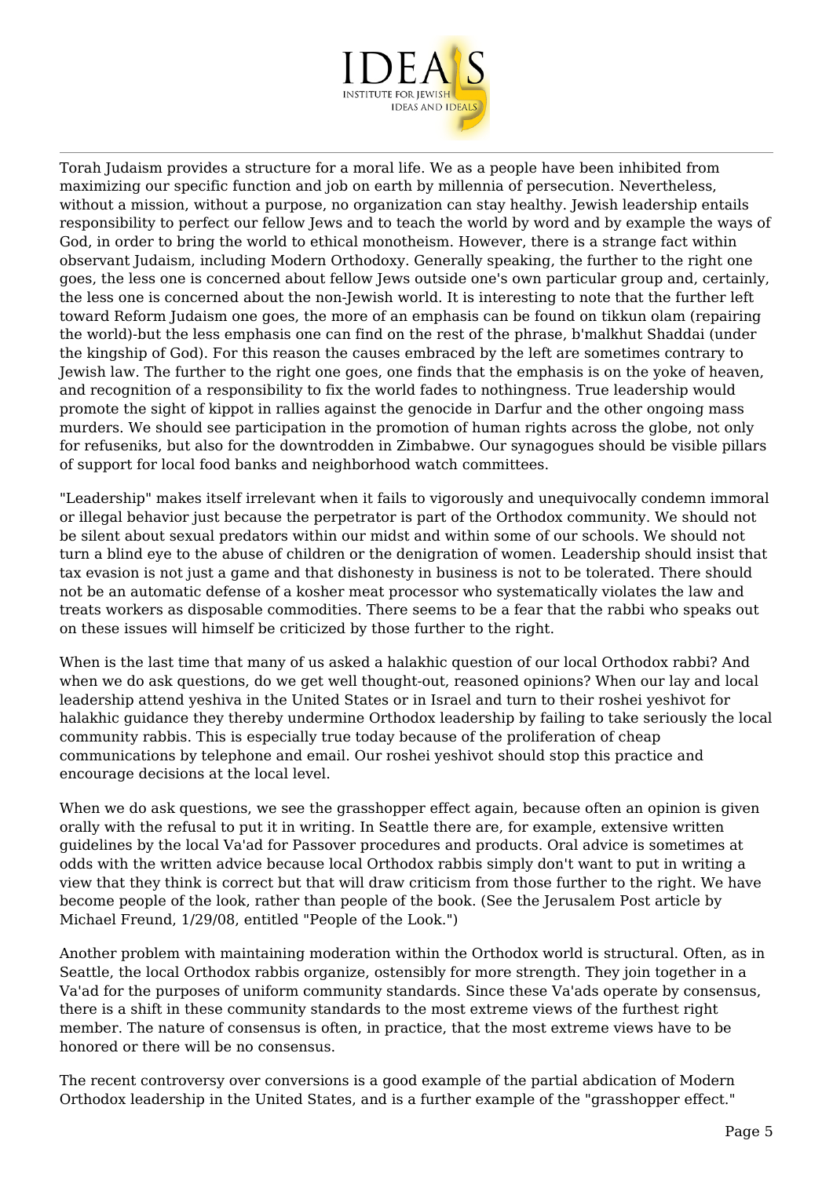Torah Judaism provides a structure for a moral life. We as a people have been inhibited from maximizing our specific function and job on earth by millennia of persecution. Nevertheless, without a mission, without a purpose, no organization can stay healthy. Jewish leadership entails responsibility to perfect our fellow Jews and to teach the world by word and by example the ways of God, in order to bring the world to ethical monotheism. However, there is a strange fact within observant Judaism, including Modern Orthodoxy. Generally speaking, the further to the right one goes, the less one is concerned about fellow Jews outside one's own particular group and, certainly, the less one is concerned about the non-Jewish world. It is interesting to note that the further left toward Reform Judaism one goes, the more of an emphasis can be found on tikkun olam (repairing the world)-but the less emphasis one can find on the rest of the phrase, b'malkhut Shaddai (under the kingship of God). For this reason the causes embraced by the left are sometimes contrary to Jewish law. The further to the right one goes, one finds that the emphasis is on the yoke of heaven, and recognition of a responsibility to fix the world fades to nothingness. True leadership would promote the sight of kippot in rallies against the genocide in Darfur and the other ongoing mass murders. We should see participation in the promotion of human rights across the globe, not only for refuseniks, but also for the downtrodden in Zimbabwe. Our synagogues should be visible pillars of support for local food banks and neighborhood watch committees.

"Leadership" makes itself irrelevant when it fails to vigorously and unequivocally condemn immoral or illegal behavior just because the perpetrator is part of the Orthodox community. We should not be silent about sexual predators within our midst and within some of our schools. We should not turn a blind eye to the abuse of children or the denigration of women. Leadership should insist that tax evasion is not just a game and that dishonesty in business is not to be tolerated. There should not be an automatic defense of a kosher meat processor who systematically violates the law and treats workers as disposable commodities. There seems to be a fear that the rabbi who speaks out on these issues will himself be criticized by those further to the right.

When is the last time that many of us asked a halakhic question of our local Orthodox rabbi? And when we do ask questions, do we get well thought-out, reasoned opinions? When our lay and local leadership attend yeshiva in the United States or in Israel and turn to their roshei yeshivot for halakhic guidance they thereby undermine Orthodox leadership by failing to take seriously the local community rabbis. This is especially true today because of the proliferation of cheap communications by telephone and email. Our roshei yeshivot should stop this practice and encourage decisions at the local level.

When we do ask questions, we see the grasshopper effect again, because often an opinion is given orally with the refusal to put it in writing. In Seattle there are, for example, extensive written guidelines by the local Va'ad for Passover procedures and products. Oral advice is sometimes at odds with the written advice because local Orthodox rabbis simply don't want to put in writing a view that they think is correct but that will draw criticism from those further to the right. We have become people of the look, rather than people of the book. (See the Jerusalem Post article by Michael Freund, 1/29/08, entitled "People of the Look.")

Another problem with maintaining moderation within the Orthodox world is structural. Often, as in Seattle, the local Orthodox rabbis organize, ostensibly for more strength. They join together in a Va'ad for the purposes of uniform community standards. Since these Va'ads operate by consensus, there is a shift in these community standards to the most extreme views of the furthest right member. The nature of consensus is often, in practice, that the most extreme views have to be honored or there will be no consensus.

The recent controversy over conversions is a good example of the partial abdication of Modern Orthodox leadership in the United States, and is a further example of the "grasshopper effect."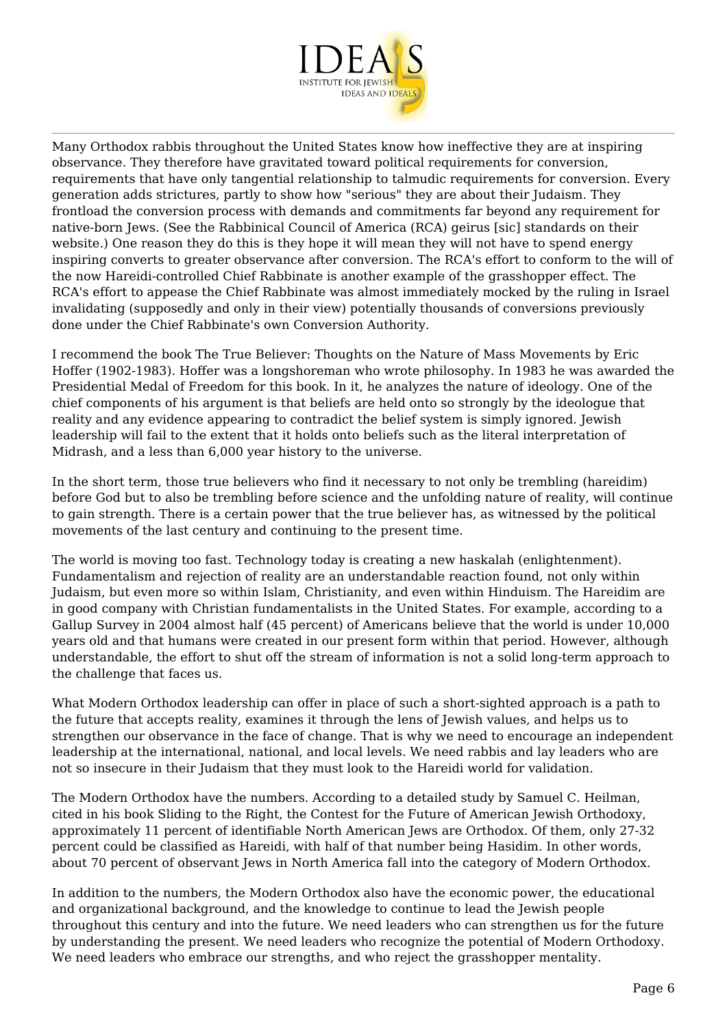Many Orthodox rabbis throughout the United States know how ineffective they are at inspiring observance. They therefore have gravitated toward political requirements for conversion, requirements that have only tangential relationship to talmudic requirements for conversion. Every generation adds strictures, partly to show how "serious" they are about their Judaism. They frontload the conversion process with demands and commitments far beyond any requirement for native-born Jews. (See the Rabbinical Council of America (RCA) geirus [sic] standards on their website.) One reason they do this is they hope it will mean they will not have to spend energy inspiring converts to greater observance after conversion. The RCA's effort to conform to the will of the now Hareidi-controlled Chief Rabbinate is another example of the grasshopper effect. The RCA's effort to appease the Chief Rabbinate was almost immediately mocked by the ruling in Israel invalidating (supposedly and only in their view) potentially thousands of conversions previously done under the Chief Rabbinate's own Conversion Authority.

I recommend the book The True Believer: Thoughts on the Nature of Mass Movements by Eric Hoffer (1902-1983). Hoffer was a longshoreman who wrote philosophy. In 1983 he was awarded the Presidential Medal of Freedom for this book. In it, he analyzes the nature of ideology. One of the chief components of his argument is that beliefs are held onto so strongly by the ideologue that reality and any evidence appearing to contradict the belief system is simply ignored. Jewish leadership will fail to the extent that it holds onto beliefs such as the literal interpretation of Midrash, and a less than 6,000 year history to the universe.

In the short term, those true believers who find it necessary to not only be trembling (hareidim) before God but to also be trembling before science and the unfolding nature of reality, will continue to gain strength. There is a certain power that the true believer has, as witnessed by the political movements of the last century and continuing to the present time.

The world is moving too fast. Technology today is creating a new haskalah (enlightenment). Fundamentalism and rejection of reality are an understandable reaction found, not only within Judaism, but even more so within Islam, Christianity, and even within Hinduism. The Hareidim are in good company with Christian fundamentalists in the United States. For example, according to a Gallup Survey in 2004 almost half (45 percent) of Americans believe that the world is under 10,000 years old and that humans were created in our present form within that period. However, although understandable, the effort to shut off the stream of information is not a solid long-term approach to the challenge that faces us.

What Modern Orthodox leadership can offer in place of such a short-sighted approach is a path to the future that accepts reality, examines it through the lens of Jewish values, and helps us to strengthen our observance in the face of change. That is why we need to encourage an independent leadership at the international, national, and local levels. We need rabbis and lay leaders who are not so insecure in their Judaism that they must look to the Hareidi world for validation.

The Modern Orthodox have the numbers. According to a detailed study by Samuel C. Heilman, cited in his book Sliding to the Right, the Contest for the Future of American Jewish Orthodoxy, approximately 11 percent of identifiable North American Jews are Orthodox. Of them, only 27-32 percent could be classified as Hareidi, with half of that number being Hasidim. In other words, about 70 percent of observant Jews in North America fall into the category of Modern Orthodox.

In addition to the numbers, the Modern Orthodox also have the economic power, the educational and organizational background, and the knowledge to continue to lead the Jewish people throughout this century and into the future. We need leaders who can strengthen us for the future by understanding the present. We need leaders who recognize the potential of Modern Orthodoxy. We need leaders who embrace our strengths, and who reject the grasshopper mentality.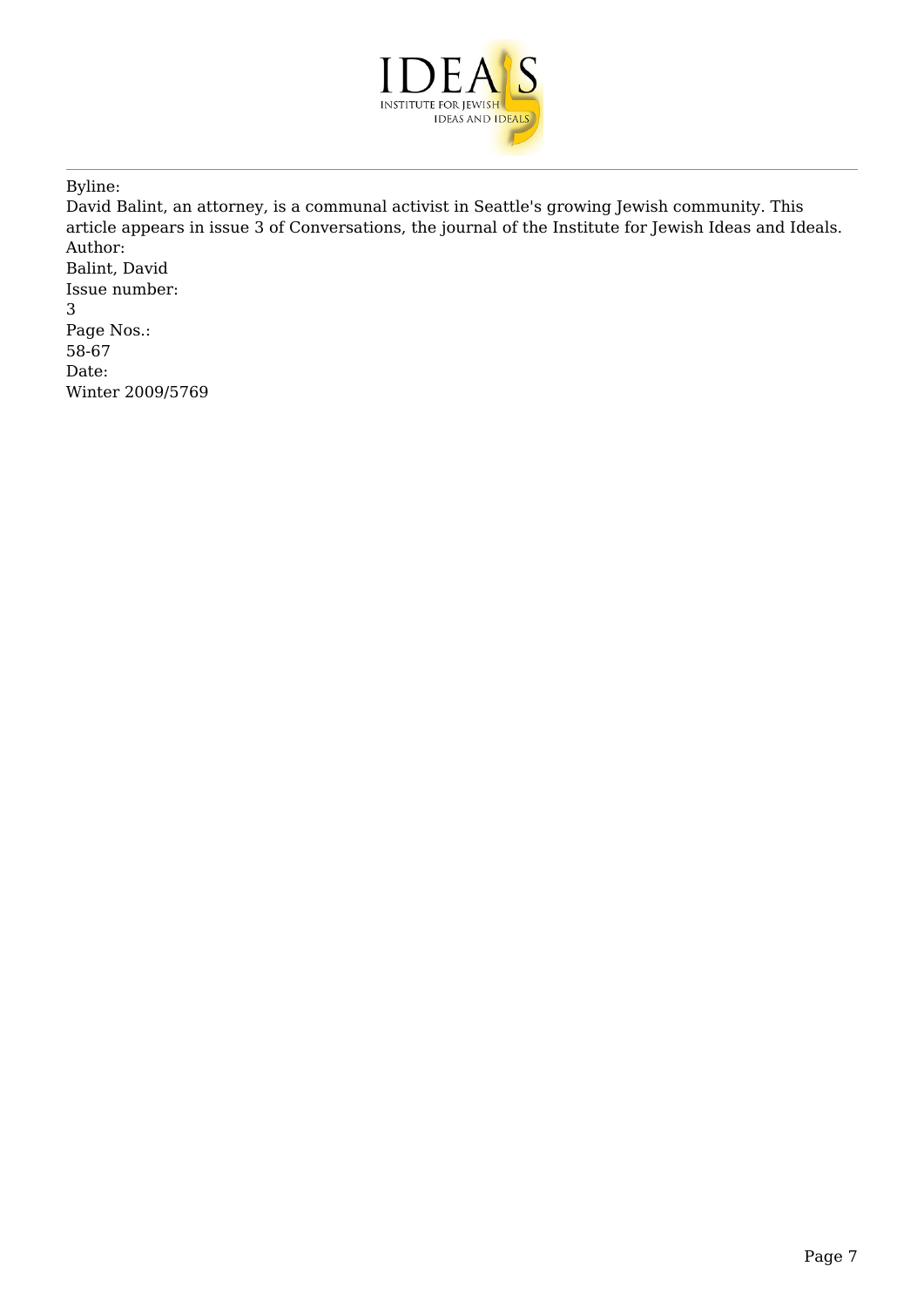Byline:
David Balint, an attorney, is a communal activist in Seattle's growing Jewish community. This article appears in issue 3 of Conversations, the journal of the Institute for Jewish Ideas and Ideals.
Author:
Balint, David
Issue number:
3
Page Nos.:
58-67
Date:
Winter 2009/5769